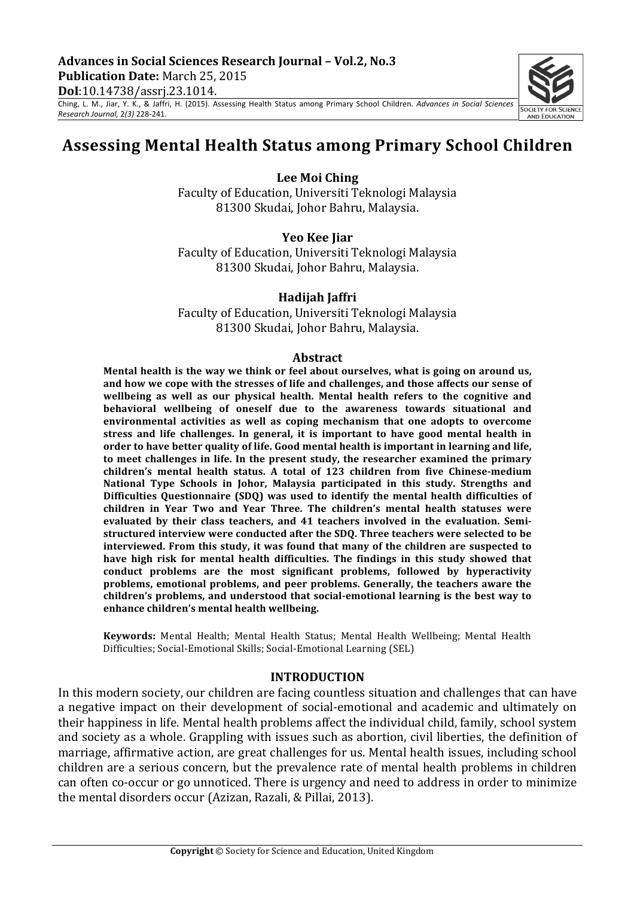**Advances in Social Sciences Research Journal – Vol.2, No.3**
**Publication Date:** March 25, 2015
**DoI**:10.14738/assrj.23.1014.

Ching, L. M., Jiar, Y. K., & Jaffri, H. (2015). Assessing Health Status among Primary School Children. *Advances in Social Sciences Research Journal,* 2*(3)* 228-241.

# Assessing Mental Health Status among Primary School Children

**Lee Moi Ching**
Faculty of Education, Universiti Teknologi Malaysia
81300 Skudai, Johor Bahru, Malaysia.

**Yeo Kee Jiar**
Faculty of Education, Universiti Teknologi Malaysia
81300 Skudai, Johor Bahru, Malaysia.

**Hadijah Jaffri**
Faculty of Education, Universiti Teknologi Malaysia
81300 Skudai, Johor Bahru, Malaysia.

## Abstract

**Mental health is the way we think or feel about ourselves, what is going on around us, and how we cope with the stresses of life and challenges, and those affects our sense of wellbeing as well as our physical health. Mental health refers to the cognitive and behavioral wellbeing of oneself due to the awareness towards situational and environmental activities as well as coping mechanism that one adopts to overcome stress and life challenges. In general, it is important to have good mental health in order to have better quality of life. Good mental health is important in learning and life, to meet challenges in life. In the present study, the researcher examined the primary children's mental health status. A total of 123 children from five Chinese-medium National Type Schools in Johor, Malaysia participated in this study. Strengths and Difficulties Questionnaire (SDQ) was used to identify the mental health difficulties of children in Year Two and Year Three. The children's mental health statuses were evaluated by their class teachers, and 41 teachers involved in the evaluation. Semi-structured interview were conducted after the SDQ. Three teachers were selected to be interviewed. From this study, it was found that many of the children are suspected to have high risk for mental health difficulties. The findings in this study showed that conduct problems are the most significant problems, followed by hyperactivity problems, emotional problems, and peer problems. Generally, the teachers aware the children's problems, and understood that social-emotional learning is the best way to enhance children's mental health wellbeing.**

**Keywords:** Mental Health; Mental Health Status; Mental Health Wellbeing; Mental Health Difficulties; Social-Emotional Skills; Social-Emotional Learning (SEL)

## INTRODUCTION

In this modern society, our children are facing countless situation and challenges that can have a negative impact on their development of social-emotional and academic and ultimately on their happiness in life. Mental health problems affect the individual child, family, school system and society as a whole. Grappling with issues such as abortion, civil liberties, the definition of marriage, affirmative action, are great challenges for us. Mental health issues, including school children are a serious concern, but the prevalence rate of mental health problems in children can often co-occur or go unnoticed. There is urgency and need to address in order to minimize the mental disorders occur (Azizan, Razali, & Pillai, 2013).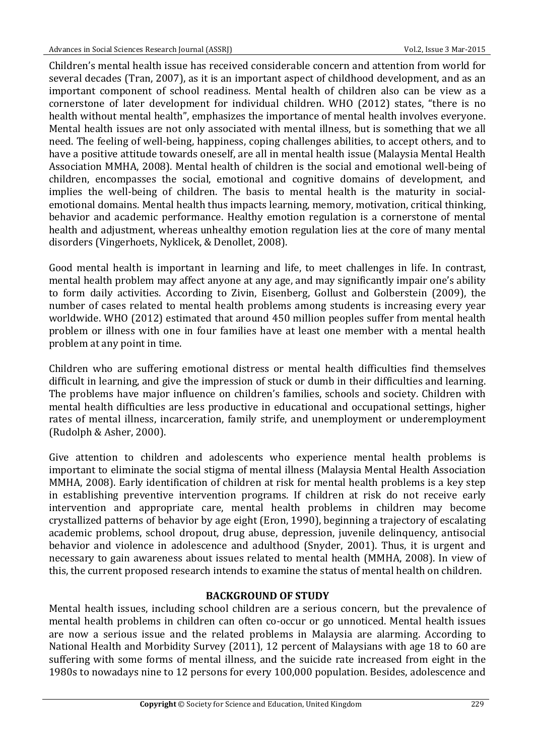Children's mental health issue has received considerable concern and attention from world for several decades (Tran, 2007), as it is an important aspect of childhood development, and as an important component of school readiness. Mental health of children also can be view as a cornerstone of later development for individual children. WHO (2012) states, "there is no health without mental health", emphasizes the importance of mental health involves everyone. Mental health issues are not only associated with mental illness, but is something that we all need. The feeling of well-being, happiness, coping challenges abilities, to accept others, and to have a positive attitude towards oneself, are all in mental health issue (Malaysia Mental Health Association MMHA, 2008). Mental health of children is the social and emotional well-being of children, encompasses the social, emotional and cognitive domains of development, and implies the well-being of children. The basis to mental health is the maturity in social-emotional domains. Mental health thus impacts learning, memory, motivation, critical thinking, behavior and academic performance. Healthy emotion regulation is a cornerstone of mental health and adjustment, whereas unhealthy emotion regulation lies at the core of many mental disorders (Vingerhoets, Nyklicek, & Denollet, 2008).

Good mental health is important in learning and life, to meet challenges in life. In contrast, mental health problem may affect anyone at any age, and may significantly impair one's ability to form daily activities. According to Zivin, Eisenberg, Gollust and Golberstein (2009), the number of cases related to mental health problems among students is increasing every year worldwide. WHO (2012) estimated that around 450 million peoples suffer from mental health problem or illness with one in four families have at least one member with a mental health problem at any point in time.

Children who are suffering emotional distress or mental health difficulties find themselves difficult in learning, and give the impression of stuck or dumb in their difficulties and learning. The problems have major influence on children's families, schools and society. Children with mental health difficulties are less productive in educational and occupational settings, higher rates of mental illness, incarceration, family strife, and unemployment or underemployment (Rudolph & Asher, 2000).

Give attention to children and adolescents who experience mental health problems is important to eliminate the social stigma of mental illness (Malaysia Mental Health Association MMHA, 2008). Early identification of children at risk for mental health problems is a key step in establishing preventive intervention programs. If children at risk do not receive early intervention and appropriate care, mental health problems in children may become crystallized patterns of behavior by age eight (Eron, 1990), beginning a trajectory of escalating academic problems, school dropout, drug abuse, depression, juvenile delinquency, antisocial behavior and violence in adolescence and adulthood (Snyder, 2001). Thus, it is urgent and necessary to gain awareness about issues related to mental health (MMHA, 2008). In view of this, the current proposed research intends to examine the status of mental health on children.

## BACKGROUND OF STUDY

Mental health issues, including school children are a serious concern, but the prevalence of mental health problems in children can often co-occur or go unnoticed. Mental health issues are now a serious issue and the related problems in Malaysia are alarming. According to National Health and Morbidity Survey (2011), 12 percent of Malaysians with age 18 to 60 are suffering with some forms of mental illness, and the suicide rate increased from eight in the 1980s to nowadays nine to 12 persons for every 100,000 population. Besides, adolescence and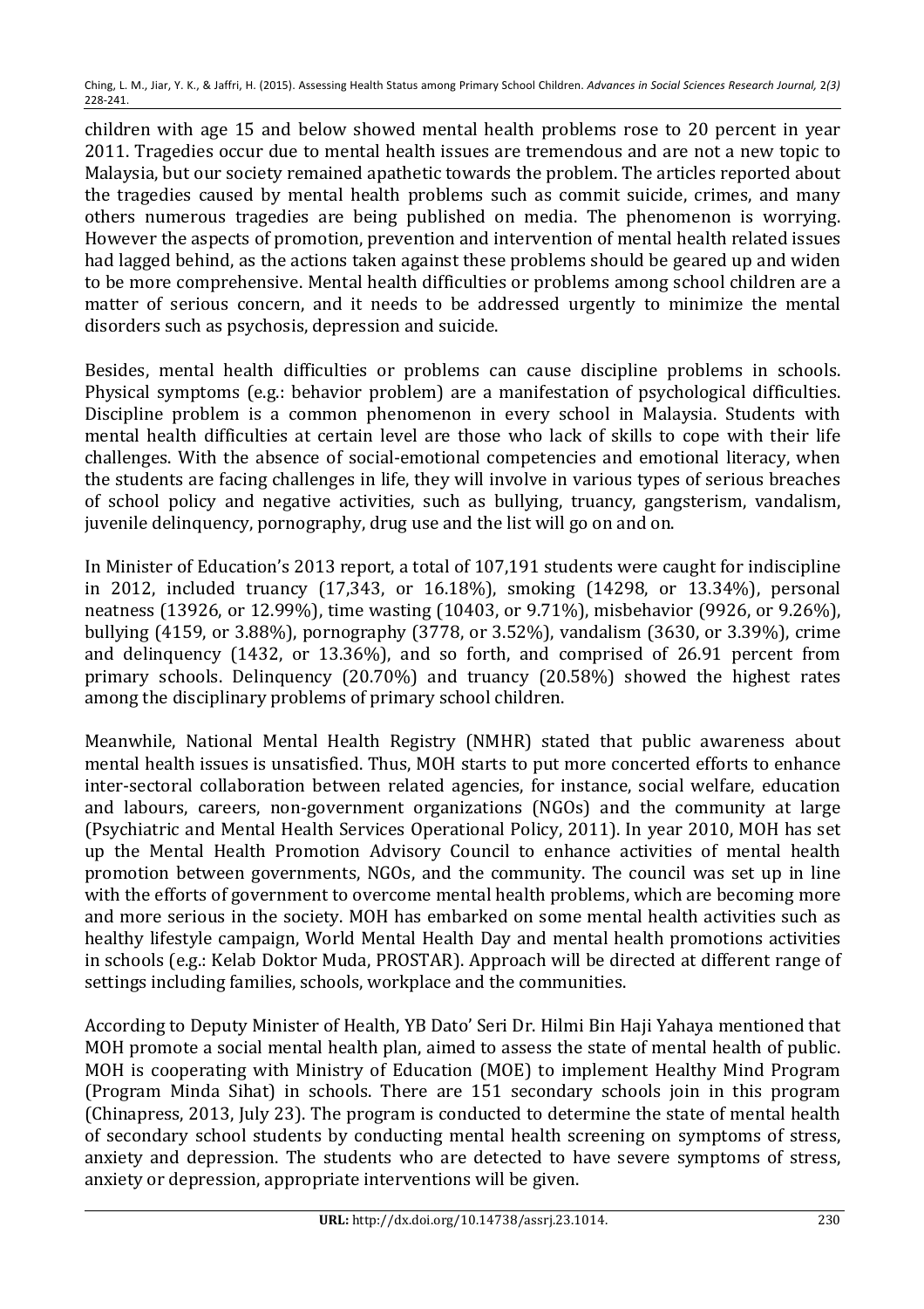children with age 15 and below showed mental health problems rose to 20 percent in year 2011. Tragedies occur due to mental health issues are tremendous and are not a new topic to Malaysia, but our society remained apathetic towards the problem. The articles reported about the tragedies caused by mental health problems such as commit suicide, crimes, and many others numerous tragedies are being published on media. The phenomenon is worrying. However the aspects of promotion, prevention and intervention of mental health related issues had lagged behind, as the actions taken against these problems should be geared up and widen to be more comprehensive. Mental health difficulties or problems among school children are a matter of serious concern, and it needs to be addressed urgently to minimize the mental disorders such as psychosis, depression and suicide.

Besides, mental health difficulties or problems can cause discipline problems in schools. Physical symptoms (e.g.: behavior problem) are a manifestation of psychological difficulties. Discipline problem is a common phenomenon in every school in Malaysia. Students with mental health difficulties at certain level are those who lack of skills to cope with their life challenges. With the absence of social-emotional competencies and emotional literacy, when the students are facing challenges in life, they will involve in various types of serious breaches of school policy and negative activities, such as bullying, truancy, gangsterism, vandalism, juvenile delinquency, pornography, drug use and the list will go on and on.

In Minister of Education's 2013 report, a total of 107,191 students were caught for indiscipline in 2012, included truancy (17,343, or 16.18%), smoking (14298, or 13.34%), personal neatness (13926, or 12.99%), time wasting (10403, or 9.71%), misbehavior (9926, or 9.26%), bullying (4159, or 3.88%), pornography (3778, or 3.52%), vandalism (3630, or 3.39%), crime and delinquency (1432, or 13.36%), and so forth, and comprised of 26.91 percent from primary schools. Delinquency (20.70%) and truancy (20.58%) showed the highest rates among the disciplinary problems of primary school children.

Meanwhile, National Mental Health Registry (NMHR) stated that public awareness about mental health issues is unsatisfied. Thus, MOH starts to put more concerted efforts to enhance inter-sectoral collaboration between related agencies, for instance, social welfare, education and labours, careers, non-government organizations (NGOs) and the community at large (Psychiatric and Mental Health Services Operational Policy, 2011). In year 2010, MOH has set up the Mental Health Promotion Advisory Council to enhance activities of mental health promotion between governments, NGOs, and the community. The council was set up in line with the efforts of government to overcome mental health problems, which are becoming more and more serious in the society. MOH has embarked on some mental health activities such as healthy lifestyle campaign, World Mental Health Day and mental health promotions activities in schools (e.g.: Kelab Doktor Muda, PROSTAR). Approach will be directed at different range of settings including families, schools, workplace and the communities.

According to Deputy Minister of Health, YB Dato' Seri Dr. Hilmi Bin Haji Yahaya mentioned that MOH promote a social mental health plan, aimed to assess the state of mental health of public. MOH is cooperating with Ministry of Education (MOE) to implement Healthy Mind Program (Program Minda Sihat) in schools. There are 151 secondary schools join in this program (Chinapress, 2013, July 23). The program is conducted to determine the state of mental health of secondary school students by conducting mental health screening on symptoms of stress, anxiety and depression. The students who are detected to have severe symptoms of stress, anxiety or depression, appropriate interventions will be given.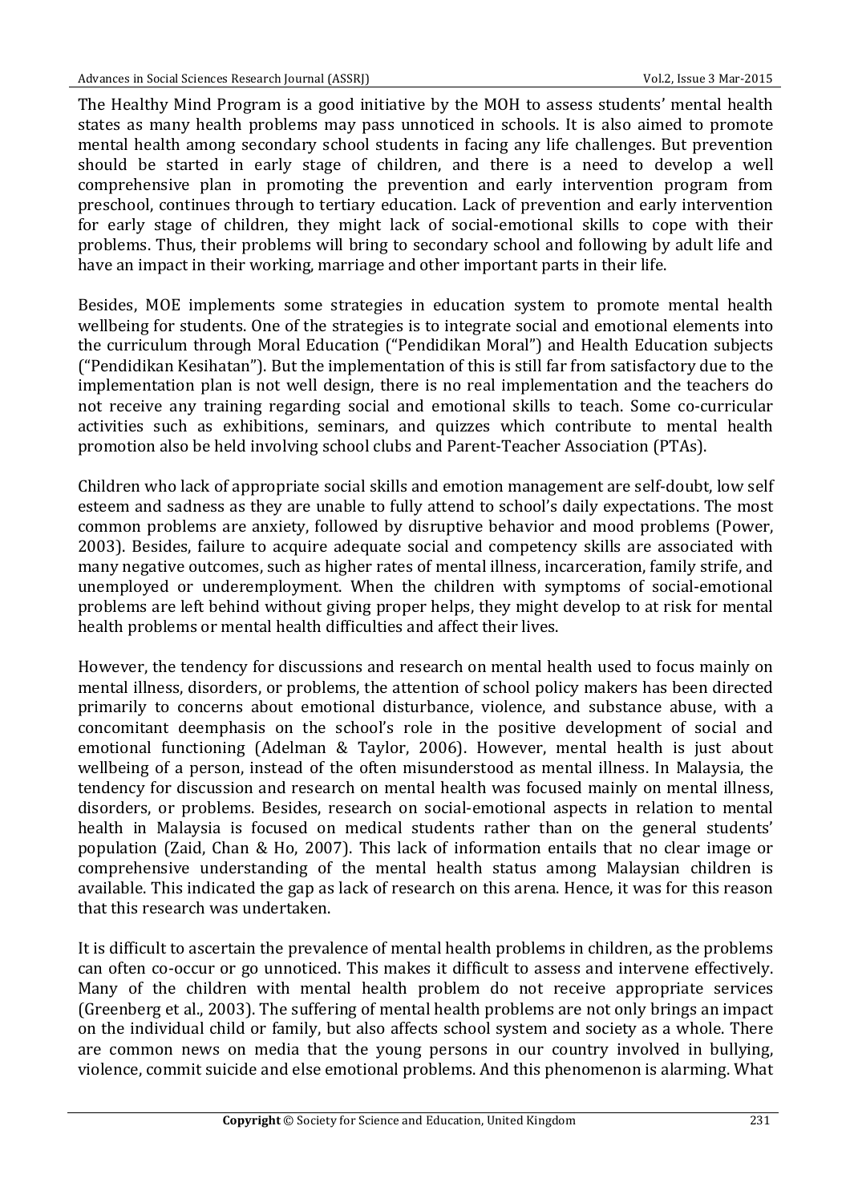The Healthy Mind Program is a good initiative by the MOH to assess students' mental health states as many health problems may pass unnoticed in schools. It is also aimed to promote mental health among secondary school students in facing any life challenges. But prevention should be started in early stage of children, and there is a need to develop a well comprehensive plan in promoting the prevention and early intervention program from preschool, continues through to tertiary education. Lack of prevention and early intervention for early stage of children, they might lack of social-emotional skills to cope with their problems. Thus, their problems will bring to secondary school and following by adult life and have an impact in their working, marriage and other important parts in their life.

Besides, MOE implements some strategies in education system to promote mental health wellbeing for students. One of the strategies is to integrate social and emotional elements into the curriculum through Moral Education ("Pendidikan Moral") and Health Education subjects ("Pendidikan Kesihatan"). But the implementation of this is still far from satisfactory due to the implementation plan is not well design, there is no real implementation and the teachers do not receive any training regarding social and emotional skills to teach. Some co-curricular activities such as exhibitions, seminars, and quizzes which contribute to mental health promotion also be held involving school clubs and Parent-Teacher Association (PTAs).

Children who lack of appropriate social skills and emotion management are self-doubt, low self esteem and sadness as they are unable to fully attend to school's daily expectations. The most common problems are anxiety, followed by disruptive behavior and mood problems (Power, 2003). Besides, failure to acquire adequate social and competency skills are associated with many negative outcomes, such as higher rates of mental illness, incarceration, family strife, and unemployed or underemployment. When the children with symptoms of social-emotional problems are left behind without giving proper helps, they might develop to at risk for mental health problems or mental health difficulties and affect their lives.

However, the tendency for discussions and research on mental health used to focus mainly on mental illness, disorders, or problems, the attention of school policy makers has been directed primarily to concerns about emotional disturbance, violence, and substance abuse, with a concomitant deemphasis on the school's role in the positive development of social and emotional functioning (Adelman & Taylor, 2006). However, mental health is just about wellbeing of a person, instead of the often misunderstood as mental illness. In Malaysia, the tendency for discussion and research on mental health was focused mainly on mental illness, disorders, or problems. Besides, research on social-emotional aspects in relation to mental health in Malaysia is focused on medical students rather than on the general students' population (Zaid, Chan & Ho, 2007). This lack of information entails that no clear image or comprehensive understanding of the mental health status among Malaysian children is available. This indicated the gap as lack of research on this arena. Hence, it was for this reason that this research was undertaken.

It is difficult to ascertain the prevalence of mental health problems in children, as the problems can often co-occur or go unnoticed. This makes it difficult to assess and intervene effectively. Many of the children with mental health problem do not receive appropriate services (Greenberg et al., 2003). The suffering of mental health problems are not only brings an impact on the individual child or family, but also affects school system and society as a whole. There are common news on media that the young persons in our country involved in bullying, violence, commit suicide and else emotional problems. And this phenomenon is alarming. What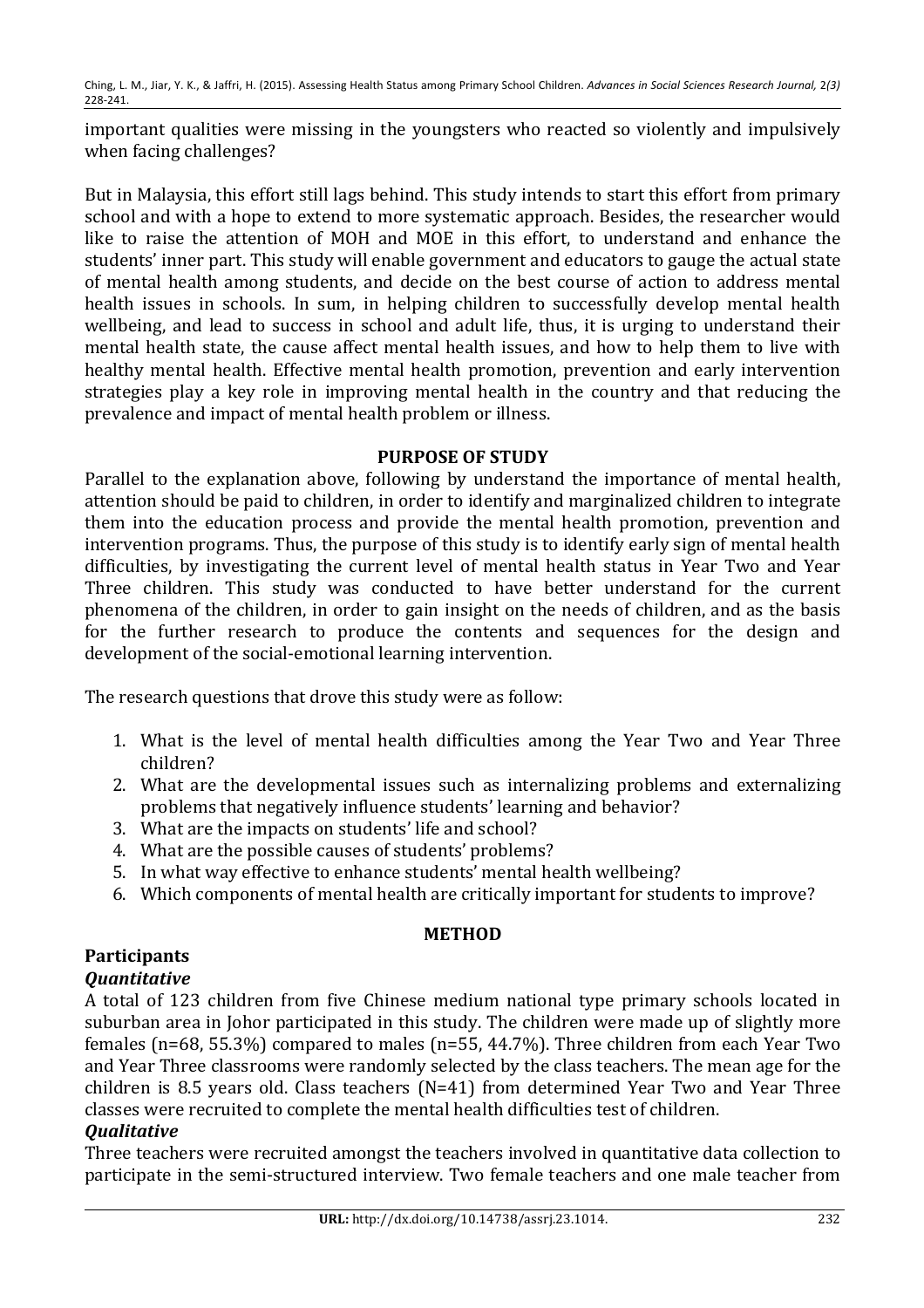important qualities were missing in the youngsters who reacted so violently and impulsively when facing challenges?

But in Malaysia, this effort still lags behind. This study intends to start this effort from primary school and with a hope to extend to more systematic approach. Besides, the researcher would like to raise the attention of MOH and MOE in this effort, to understand and enhance the students' inner part. This study will enable government and educators to gauge the actual state of mental health among students, and decide on the best course of action to address mental health issues in schools. In sum, in helping children to successfully develop mental health wellbeing, and lead to success in school and adult life, thus, it is urging to understand their mental health state, the cause affect mental health issues, and how to help them to live with healthy mental health. Effective mental health promotion, prevention and early intervention strategies play a key role in improving mental health in the country and that reducing the prevalence and impact of mental health problem or illness.

## PURPOSE OF STUDY

Parallel to the explanation above, following by understand the importance of mental health, attention should be paid to children, in order to identify and marginalized children to integrate them into the education process and provide the mental health promotion, prevention and intervention programs. Thus, the purpose of this study is to identify early sign of mental health difficulties, by investigating the current level of mental health status in Year Two and Year Three children. This study was conducted to have better understand for the current phenomena of the children, in order to gain insight on the needs of children, and as the basis for the further research to produce the contents and sequences for the design and development of the social-emotional learning intervention.

The research questions that drove this study were as follow:

1. What is the level of mental health difficulties among the Year Two and Year Three children?
2. What are the developmental issues such as internalizing problems and externalizing problems that negatively influence students' learning and behavior?
3. What are the impacts on students' life and school?
4. What are the possible causes of students' problems?
5. In what way effective to enhance students' mental health wellbeing?
6. Which components of mental health are critically important for students to improve?

## METHOD

### Participants

#### *Quantitative*

A total of 123 children from five Chinese medium national type primary schools located in suburban area in Johor participated in this study. The children were made up of slightly more females (n=68, 55.3%) compared to males (n=55, 44.7%). Three children from each Year Two and Year Three classrooms were randomly selected by the class teachers. The mean age for the children is 8.5 years old. Class teachers (N=41) from determined Year Two and Year Three classes were recruited to complete the mental health difficulties test of children.

#### *Qualitative*

Three teachers were recruited amongst the teachers involved in quantitative data collection to participate in the semi-structured interview. Two female teachers and one male teacher from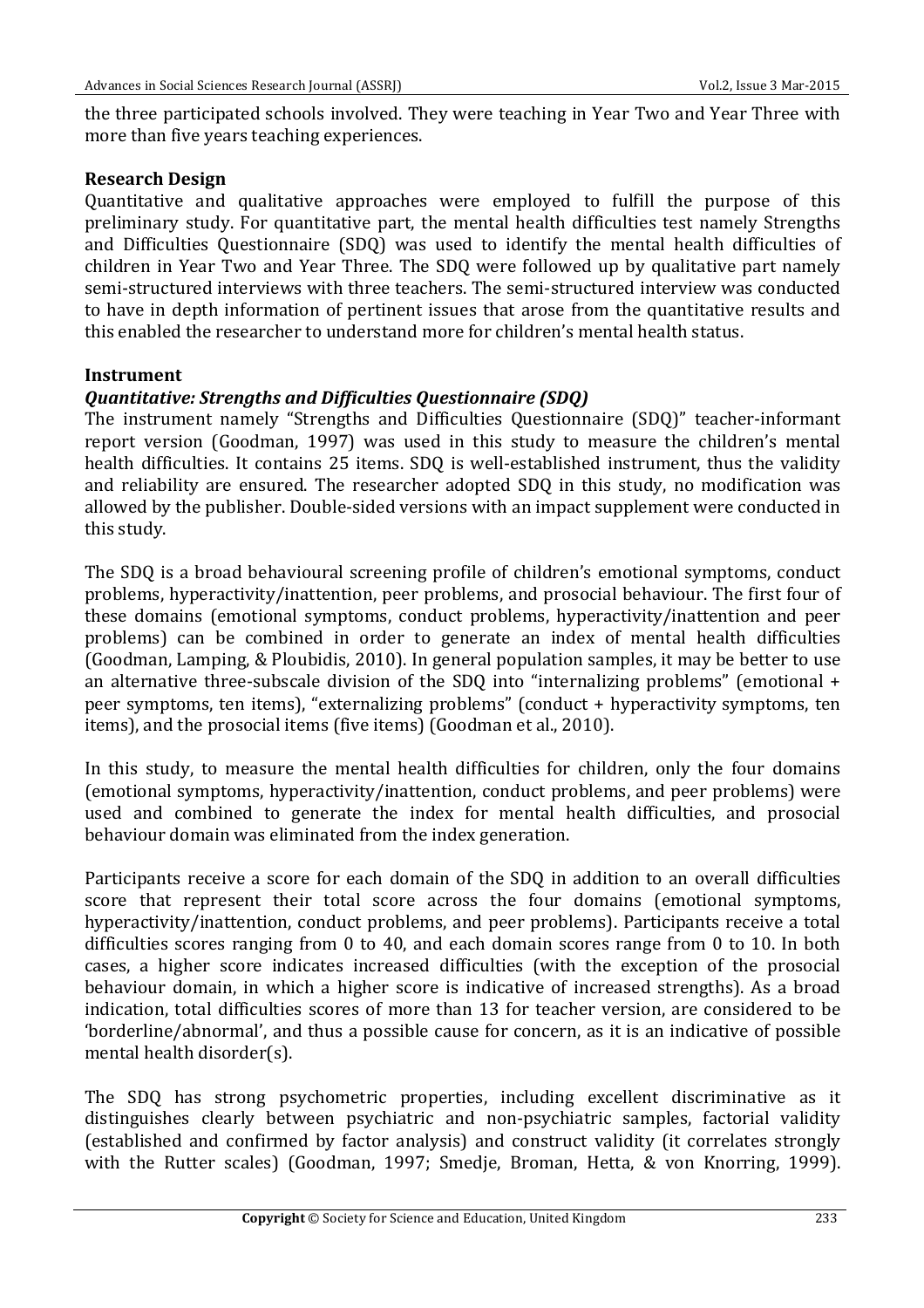the three participated schools involved. They were teaching in Year Two and Year Three with more than five years teaching experiences.

## Research Design

Quantitative and qualitative approaches were employed to fulfill the purpose of this preliminary study. For quantitative part, the mental health difficulties test namely Strengths and Difficulties Questionnaire (SDQ) was used to identify the mental health difficulties of children in Year Two and Year Three. The SDQ were followed up by qualitative part namely semi-structured interviews with three teachers. The semi-structured interview was conducted to have in depth information of pertinent issues that arose from the quantitative results and this enabled the researcher to understand more for children's mental health status.

## Instrument

### *Quantitative: Strengths and Difficulties Questionnaire (SDQ)*

The instrument namely "Strengths and Difficulties Questionnaire (SDQ)" teacher-informant report version (Goodman, 1997) was used in this study to measure the children's mental health difficulties. It contains 25 items. SDQ is well-established instrument, thus the validity and reliability are ensured. The researcher adopted SDQ in this study, no modification was allowed by the publisher. Double-sided versions with an impact supplement were conducted in this study.

The SDQ is a broad behavioural screening profile of children's emotional symptoms, conduct problems, hyperactivity/inattention, peer problems, and prosocial behaviour. The first four of these domains (emotional symptoms, conduct problems, hyperactivity/inattention and peer problems) can be combined in order to generate an index of mental health difficulties (Goodman, Lamping, & Ploubidis, 2010). In general population samples, it may be better to use an alternative three-subscale division of the SDQ into "internalizing problems" (emotional + peer symptoms, ten items), "externalizing problems" (conduct + hyperactivity symptoms, ten items), and the prosocial items (five items) (Goodman et al., 2010).

In this study, to measure the mental health difficulties for children, only the four domains (emotional symptoms, hyperactivity/inattention, conduct problems, and peer problems) were used and combined to generate the index for mental health difficulties, and prosocial behaviour domain was eliminated from the index generation.

Participants receive a score for each domain of the SDQ in addition to an overall difficulties score that represent their total score across the four domains (emotional symptoms, hyperactivity/inattention, conduct problems, and peer problems). Participants receive a total difficulties scores ranging from 0 to 40, and each domain scores range from 0 to 10. In both cases, a higher score indicates increased difficulties (with the exception of the prosocial behaviour domain, in which a higher score is indicative of increased strengths). As a broad indication, total difficulties scores of more than 13 for teacher version, are considered to be 'borderline/abnormal', and thus a possible cause for concern, as it is an indicative of possible mental health disorder(s).

The SDQ has strong psychometric properties, including excellent discriminative as it distinguishes clearly between psychiatric and non-psychiatric samples, factorial validity (established and confirmed by factor analysis) and construct validity (it correlates strongly with the Rutter scales) (Goodman, 1997; Smedje, Broman, Hetta, & von Knorring, 1999).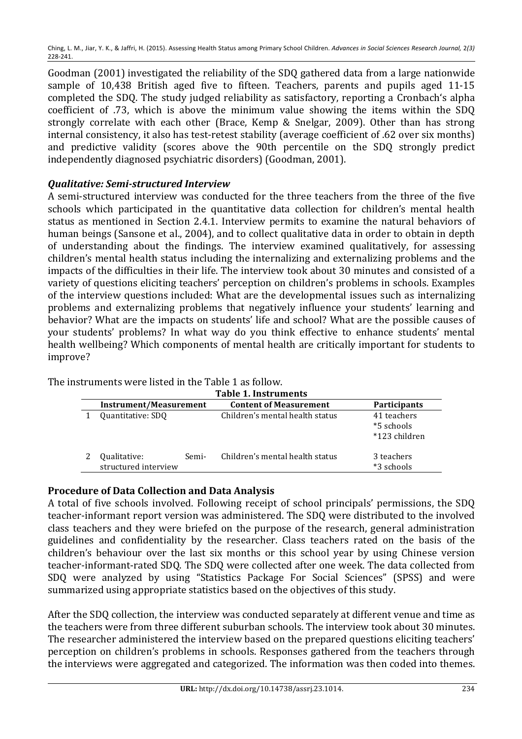Goodman (2001) investigated the reliability of the SDQ gathered data from a large nationwide sample of 10,438 British aged five to fifteen. Teachers, parents and pupils aged 11-15 completed the SDQ. The study judged reliability as satisfactory, reporting a Cronbach's alpha coefficient of .73, which is above the minimum value showing the items within the SDQ strongly correlate with each other (Brace, Kemp & Snelgar, 2009). Other than has strong internal consistency, it also has test-retest stability (average coefficient of .62 over six months) and predictive validity (scores above the 90th percentile on the SDQ strongly predict independently diagnosed psychiatric disorders) (Goodman, 2001).

### *Qualitative: Semi-structured Interview*

A semi-structured interview was conducted for the three teachers from the three of the five schools which participated in the quantitative data collection for children's mental health status as mentioned in Section 2.4.1. Interview permits to examine the natural behaviors of human beings (Sansone et al., 2004), and to collect qualitative data in order to obtain in depth of understanding about the findings. The interview examined qualitatively, for assessing children's mental health status including the internalizing and externalizing problems and the impacts of the difficulties in their life. The interview took about 30 minutes and consisted of a variety of questions eliciting teachers' perception on children's problems in schools. Examples of the interview questions included: What are the developmental issues such as internalizing problems and externalizing problems that negatively influence your students' learning and behavior? What are the impacts on students' life and school? What are the possible causes of your students' problems? In what way do you think effective to enhance students' mental health wellbeing? Which components of mental health are critically important for students to improve?

The instruments were listed in the Table 1 as follow.

**Table 1. Instruments**

| | Instrument/Measurement | Content of Measurement | Participants |
|---|---|---|---|
| 1 | Quantitative: SDQ | Children's mental health status | 41 teachers<br>*5 schools<br>*123 children |
| 2 | Qualitative: Semi-structured interview | Children's mental health status | 3 teachers<br>*3 schools |

## Procedure of Data Collection and Data Analysis

A total of five schools involved. Following receipt of school principals' permissions, the SDQ teacher-informant report version was administered. The SDQ were distributed to the involved class teachers and they were briefed on the purpose of the research, general administration guidelines and confidentiality by the researcher. Class teachers rated on the basis of the children's behaviour over the last six months or this school year by using Chinese version teacher-informant-rated SDQ. The SDQ were collected after one week. The data collected from SDQ were analyzed by using "Statistics Package For Social Sciences" (SPSS) and were summarized using appropriate statistics based on the objectives of this study.

After the SDQ collection, the interview was conducted separately at different venue and time as the teachers were from three different suburban schools. The interview took about 30 minutes. The researcher administered the interview based on the prepared questions eliciting teachers' perception on children's problems in schools. Responses gathered from the teachers through the interviews were aggregated and categorized. The information was then coded into themes.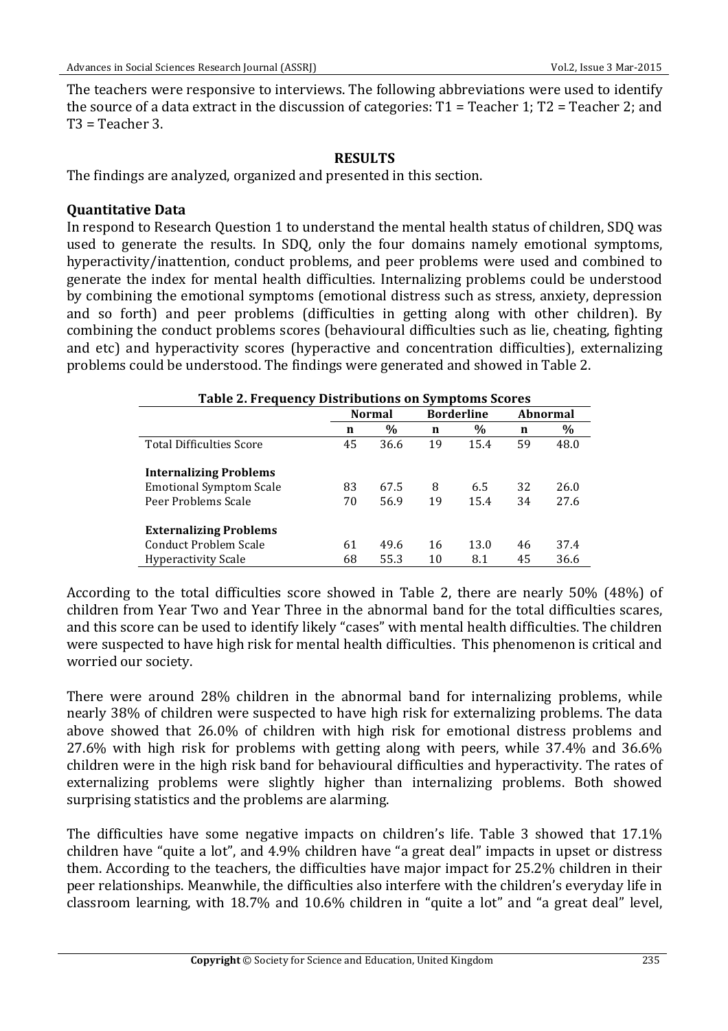The teachers were responsive to interviews. The following abbreviations were used to identify the source of a data extract in the discussion of categories: T1 = Teacher 1; T2 = Teacher 2; and T3 = Teacher 3.

## RESULTS

The findings are analyzed, organized and presented in this section.

### Quantitative Data

In respond to Research Question 1 to understand the mental health status of children, SDQ was used to generate the results. In SDQ, only the four domains namely emotional symptoms, hyperactivity/inattention, conduct problems, and peer problems were used and combined to generate the index for mental health difficulties. Internalizing problems could be understood by combining the emotional symptoms (emotional distress such as stress, anxiety, depression and so forth) and peer problems (difficulties in getting along with other children). By combining the conduct problems scores (behavioural difficulties such as lie, cheating, fighting and etc) and hyperactivity scores (hyperactive and concentration difficulties), externalizing problems could be understood. The findings were generated and showed in Table 2.

**Table 2. Frequency Distributions on Symptoms Scores**

| | Normal | | Borderline | | Abnormal | |
|---|---|---|---|---|---|---|
| | **n** | **%** | **n** | **%** | **n** | **%** |
| Total Difficulties Score | 45 | 36.6 | 19 | 15.4 | 59 | 48.0 |
| **Internalizing Problems** | | | | | | |
| Emotional Symptom Scale | 83 | 67.5 | 8 | 6.5 | 32 | 26.0 |
| Peer Problems Scale | 70 | 56.9 | 19 | 15.4 | 34 | 27.6 |
| **Externalizing Problems** | | | | | | |
| Conduct Problem Scale | 61 | 49.6 | 16 | 13.0 | 46 | 37.4 |
| Hyperactivity Scale | 68 | 55.3 | 10 | 8.1 | 45 | 36.6 |

According to the total difficulties score showed in Table 2, there are nearly 50% (48%) of children from Year Two and Year Three in the abnormal band for the total difficulties scares, and this score can be used to identify likely "cases" with mental health difficulties. The children were suspected to have high risk for mental health difficulties. This phenomenon is critical and worried our society.

There were around 28% children in the abnormal band for internalizing problems, while nearly 38% of children were suspected to have high risk for externalizing problems. The data above showed that 26.0% of children with high risk for emotional distress problems and 27.6% with high risk for problems with getting along with peers, while 37.4% and 36.6% children were in the high risk band for behavioural difficulties and hyperactivity. The rates of externalizing problems were slightly higher than internalizing problems. Both showed surprising statistics and the problems are alarming.

The difficulties have some negative impacts on children's life. Table 3 showed that 17.1% children have "quite a lot", and 4.9% children have "a great deal" impacts in upset or distress them. According to the teachers, the difficulties have major impact for 25.2% children in their peer relationships. Meanwhile, the difficulties also interfere with the children's everyday life in classroom learning, with 18.7% and 10.6% children in "quite a lot" and "a great deal" level,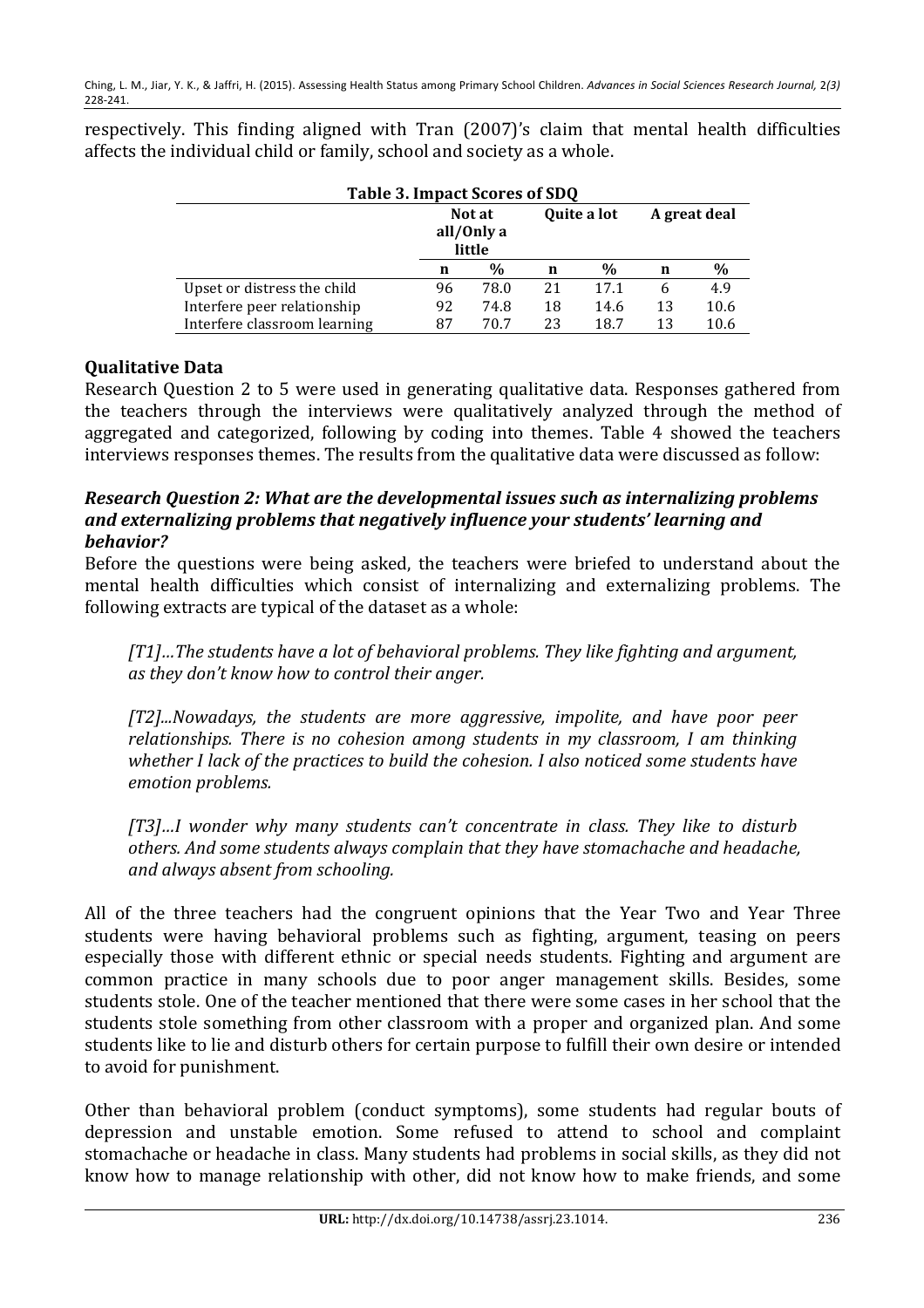respectively. This finding aligned with Tran (2007)'s claim that mental health difficulties affects the individual child or family, school and society as a whole.

**Table 3. Impact Scores of SDQ**

| | Not at all/Only a little | | Quite a lot | | A great deal | |
|---|---|---|---|---|---|---|
| | **n** | **%** | **n** | **%** | **n** | **%** |
| Upset or distress the child | 96 | 78.0 | 21 | 17.1 | 6 | 4.9 |
| Interfere peer relationship | 92 | 74.8 | 18 | 14.6 | 13 | 10.6 |
| Interfere classroom learning | 87 | 70.7 | 23 | 18.7 | 13 | 10.6 |

## Qualitative Data

Research Question 2 to 5 were used in generating qualitative data. Responses gathered from the teachers through the interviews were qualitatively analyzed through the method of aggregated and categorized, following by coding into themes. Table 4 showed the teachers interviews responses themes. The results from the qualitative data were discussed as follow:

### *Research Question 2: What are the developmental issues such as internalizing problems and externalizing problems that negatively influence your students' learning and behavior?*

Before the questions were being asked, the teachers were briefed to understand about the mental health difficulties which consist of internalizing and externalizing problems. The following extracts are typical of the dataset as a whole:

> *[T1]…The students have a lot of behavioral problems. They like fighting and argument, as they don't know how to control their anger.*

> *[T2]...Nowadays, the students are more aggressive, impolite, and have poor peer relationships. There is no cohesion among students in my classroom, I am thinking whether I lack of the practices to build the cohesion. I also noticed some students have emotion problems.*

> *[T3]…I wonder why many students can't concentrate in class. They like to disturb others. And some students always complain that they have stomachache and headache, and always absent from schooling.*

All of the three teachers had the congruent opinions that the Year Two and Year Three students were having behavioral problems such as fighting, argument, teasing on peers especially those with different ethnic or special needs students. Fighting and argument are common practice in many schools due to poor anger management skills. Besides, some students stole. One of the teacher mentioned that there were some cases in her school that the students stole something from other classroom with a proper and organized plan. And some students like to lie and disturb others for certain purpose to fulfill their own desire or intended to avoid for punishment.

Other than behavioral problem (conduct symptoms), some students had regular bouts of depression and unstable emotion. Some refused to attend to school and complaint stomachache or headache in class. Many students had problems in social skills, as they did not know how to manage relationship with other, did not know how to make friends, and some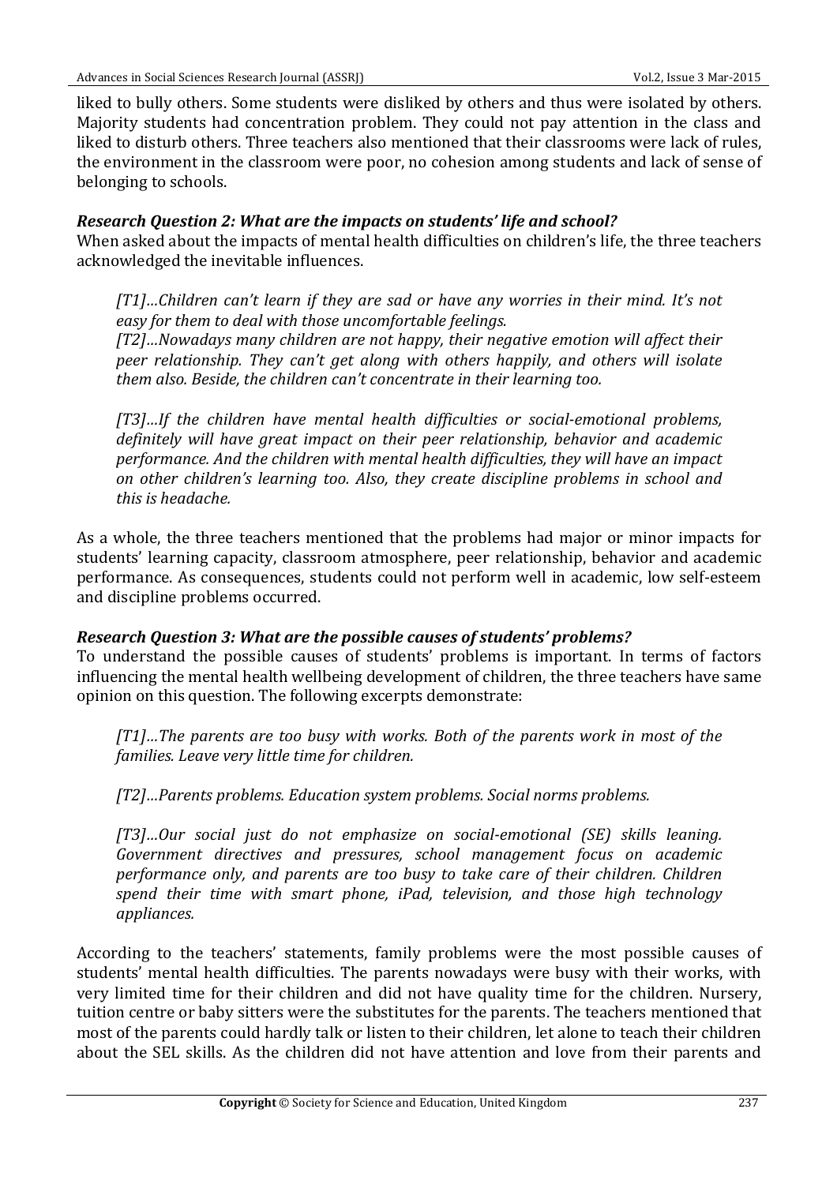liked to bully others. Some students were disliked by others and thus were isolated by others. Majority students had concentration problem. They could not pay attention in the class and liked to disturb others. Three teachers also mentioned that their classrooms were lack of rules, the environment in the classroom were poor, no cohesion among students and lack of sense of belonging to schools.

### *Research Question 2: What are the impacts on students' life and school?*

When asked about the impacts of mental health difficulties on children's life, the three teachers acknowledged the inevitable influences.

> *[T1]…Children can't learn if they are sad or have any worries in their mind. It's not easy for them to deal with those uncomfortable feelings.*
>
> *[T2]…Nowadays many children are not happy, their negative emotion will affect their peer relationship. They can't get along with others happily, and others will isolate them also. Beside, the children can't concentrate in their learning too.*
>
> *[T3]…If the children have mental health difficulties or social-emotional problems, definitely will have great impact on their peer relationship, behavior and academic performance. And the children with mental health difficulties, they will have an impact on other children's learning too. Also, they create discipline problems in school and this is headache.*

As a whole, the three teachers mentioned that the problems had major or minor impacts for students' learning capacity, classroom atmosphere, peer relationship, behavior and academic performance. As consequences, students could not perform well in academic, low self-esteem and discipline problems occurred.

### *Research Question 3: What are the possible causes of students' problems?*

To understand the possible causes of students' problems is important. In terms of factors influencing the mental health wellbeing development of children, the three teachers have same opinion on this question. The following excerpts demonstrate:

> *[T1]…The parents are too busy with works. Both of the parents work in most of the families. Leave very little time for children.*
>
> *[T2]…Parents problems. Education system problems. Social norms problems.*
>
> *[T3]…Our social just do not emphasize on social-emotional (SE) skills leaning. Government directives and pressures, school management focus on academic performance only, and parents are too busy to take care of their children. Children spend their time with smart phone, iPad, television, and those high technology appliances.*

According to the teachers' statements, family problems were the most possible causes of students' mental health difficulties. The parents nowadays were busy with their works, with very limited time for their children and did not have quality time for the children. Nursery, tuition centre or baby sitters were the substitutes for the parents. The teachers mentioned that most of the parents could hardly talk or listen to their children, let alone to teach their children about the SEL skills. As the children did not have attention and love from their parents and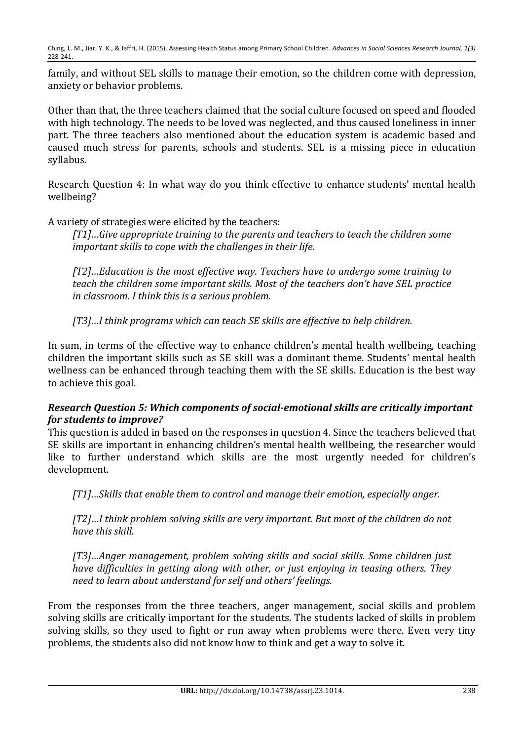family, and without SEL skills to manage their emotion, so the children come with depression, anxiety or behavior problems.

Other than that, the three teachers claimed that the social culture focused on speed and flooded with high technology. The needs to be loved was neglected, and thus caused loneliness in inner part. The three teachers also mentioned about the education system is academic based and caused much stress for parents, schools and students. SEL is a missing piece in education syllabus.

Research Question 4: In what way do you think effective to enhance students' mental health wellbeing?

A variety of strategies were elicited by the teachers:

> *[T1]…Give appropriate training to the parents and teachers to teach the children some important skills to cope with the challenges in their life.*
>
> *[T2]…Education is the most effective way. Teachers have to undergo some training to teach the children some important skills. Most of the teachers don't have SEL practice in classroom. I think this is a serious problem.*
>
> *[T3]…I think programs which can teach SE skills are effective to help children.*

In sum, in terms of the effective way to enhance children's mental health wellbeing, teaching children the important skills such as SE skill was a dominant theme. Students' mental health wellness can be enhanced through teaching them with the SE skills. Education is the best way to achieve this goal.

***Research Question 5: Which components of social-emotional skills are critically important for students to improve?***

This question is added in based on the responses in question 4. Since the teachers believed that SE skills are important in enhancing children's mental health wellbeing, the researcher would like to further understand which skills are the most urgently needed for children's development.

> *[T1]…Skills that enable them to control and manage their emotion, especially anger.*
>
> *[T2]…I think problem solving skills are very important. But most of the children do not have this skill.*
>
> *[T3]…Anger management, problem solving skills and social skills. Some children just have difficulties in getting along with other, or just enjoying in teasing others. They need to learn about understand for self and others' feelings.*

From the responses from the three teachers, anger management, social skills and problem solving skills are critically important for the students. The students lacked of skills in problem solving skills, so they used to fight or run away when problems were there. Even very tiny problems, the students also did not know how to think and get a way to solve it.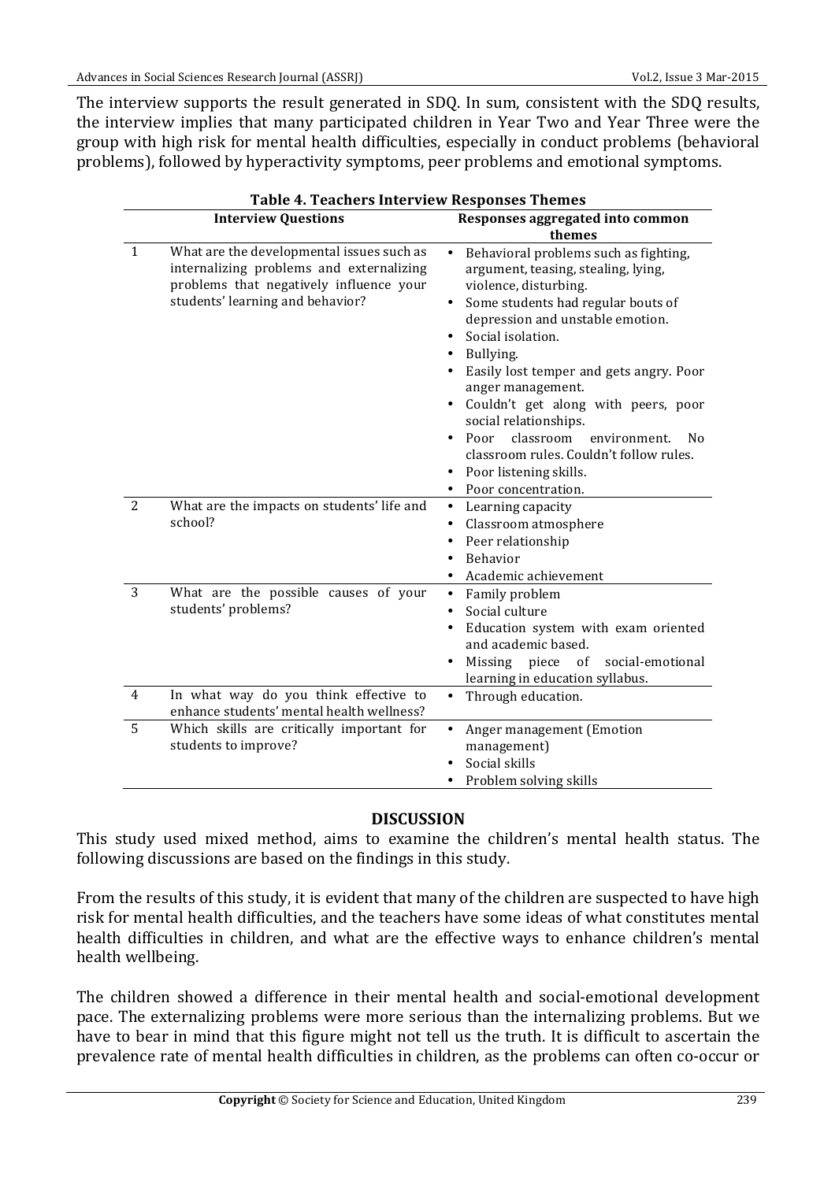The interview supports the result generated in SDQ. In sum, consistent with the SDQ results, the interview implies that many participated children in Year Two and Year Three were the group with high risk for mental health difficulties, especially in conduct problems (behavioral problems), followed by hyperactivity symptoms, peer problems and emotional symptoms.

**Table 4. Teachers Interview Responses Themes**

| | Interview Questions | Responses aggregated into common themes |
|---|---|---|
| 1 | What are the developmental issues such as internalizing problems and externalizing problems that negatively influence your students' learning and behavior? | • Behavioral problems such as fighting, argument, teasing, stealing, lying, violence, disturbing.<br>• Some students had regular bouts of depression and unstable emotion.<br>• Social isolation.<br>• Bullying.<br>• Easily lost temper and gets angry. Poor anger management.<br>• Couldn't get along with peers, poor social relationships.<br>• Poor classroom environment. No classroom rules. Couldn't follow rules.<br>• Poor listening skills.<br>• Poor concentration. |
| 2 | What are the impacts on students' life and school? | • Learning capacity<br>• Classroom atmosphere<br>• Peer relationship<br>• Behavior<br>• Academic achievement |
| 3 | What are the possible causes of your students' problems? | • Family problem<br>• Social culture<br>• Education system with exam oriented and academic based.<br>• Missing piece of social-emotional learning in education syllabus. |
| 4 | In what way do you think effective to enhance students' mental health wellness? | • Through education. |
| 5 | Which skills are critically important for students to improve? | • Anger management (Emotion management)<br>• Social skills<br>• Problem solving skills |

## DISCUSSION

This study used mixed method, aims to examine the children's mental health status. The following discussions are based on the findings in this study.

From the results of this study, it is evident that many of the children are suspected to have high risk for mental health difficulties, and the teachers have some ideas of what constitutes mental health difficulties in children, and what are the effective ways to enhance children's mental health wellbeing.

The children showed a difference in their mental health and social-emotional development pace. The externalizing problems were more serious than the internalizing problems. But we have to bear in mind that this figure might not tell us the truth. It is difficult to ascertain the prevalence rate of mental health difficulties in children, as the problems can often co-occur or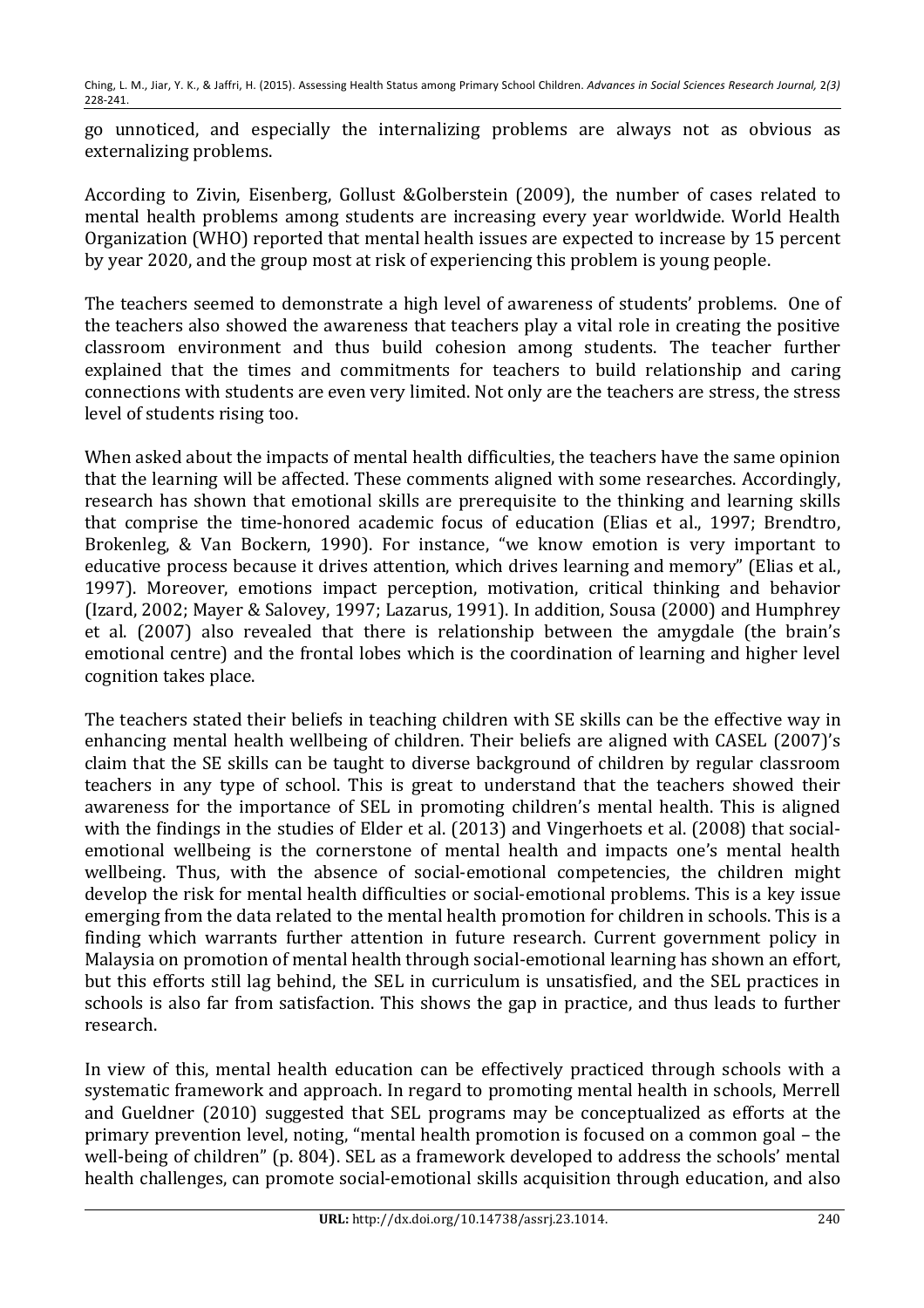go unnoticed, and especially the internalizing problems are always not as obvious as externalizing problems.

According to Zivin, Eisenberg, Gollust &Golberstein (2009), the number of cases related to mental health problems among students are increasing every year worldwide. World Health Organization (WHO) reported that mental health issues are expected to increase by 15 percent by year 2020, and the group most at risk of experiencing this problem is young people.

The teachers seemed to demonstrate a high level of awareness of students' problems. One of the teachers also showed the awareness that teachers play a vital role in creating the positive classroom environment and thus build cohesion among students. The teacher further explained that the times and commitments for teachers to build relationship and caring connections with students are even very limited. Not only are the teachers are stress, the stress level of students rising too.

When asked about the impacts of mental health difficulties, the teachers have the same opinion that the learning will be affected. These comments aligned with some researches. Accordingly, research has shown that emotional skills are prerequisite to the thinking and learning skills that comprise the time-honored academic focus of education (Elias et al., 1997; Brendtro, Brokenleg, & Van Bockern, 1990). For instance, "we know emotion is very important to educative process because it drives attention, which drives learning and memory" (Elias et al., 1997). Moreover, emotions impact perception, motivation, critical thinking and behavior (Izard, 2002; Mayer & Salovey, 1997; Lazarus, 1991). In addition, Sousa (2000) and Humphrey et al. (2007) also revealed that there is relationship between the amygdale (the brain's emotional centre) and the frontal lobes which is the coordination of learning and higher level cognition takes place.

The teachers stated their beliefs in teaching children with SE skills can be the effective way in enhancing mental health wellbeing of children. Their beliefs are aligned with CASEL (2007)'s claim that the SE skills can be taught to diverse background of children by regular classroom teachers in any type of school. This is great to understand that the teachers showed their awareness for the importance of SEL in promoting children's mental health. This is aligned with the findings in the studies of Elder et al. (2013) and Vingerhoets et al. (2008) that social-emotional wellbeing is the cornerstone of mental health and impacts one's mental health wellbeing. Thus, with the absence of social-emotional competencies, the children might develop the risk for mental health difficulties or social-emotional problems. This is a key issue emerging from the data related to the mental health promotion for children in schools. This is a finding which warrants further attention in future research. Current government policy in Malaysia on promotion of mental health through social-emotional learning has shown an effort, but this efforts still lag behind, the SEL in curriculum is unsatisfied, and the SEL practices in schools is also far from satisfaction. This shows the gap in practice, and thus leads to further research.

In view of this, mental health education can be effectively practiced through schools with a systematic framework and approach. In regard to promoting mental health in schools, Merrell and Gueldner (2010) suggested that SEL programs may be conceptualized as efforts at the primary prevention level, noting, "mental health promotion is focused on a common goal – the well-being of children" (p. 804). SEL as a framework developed to address the schools' mental health challenges, can promote social-emotional skills acquisition through education, and also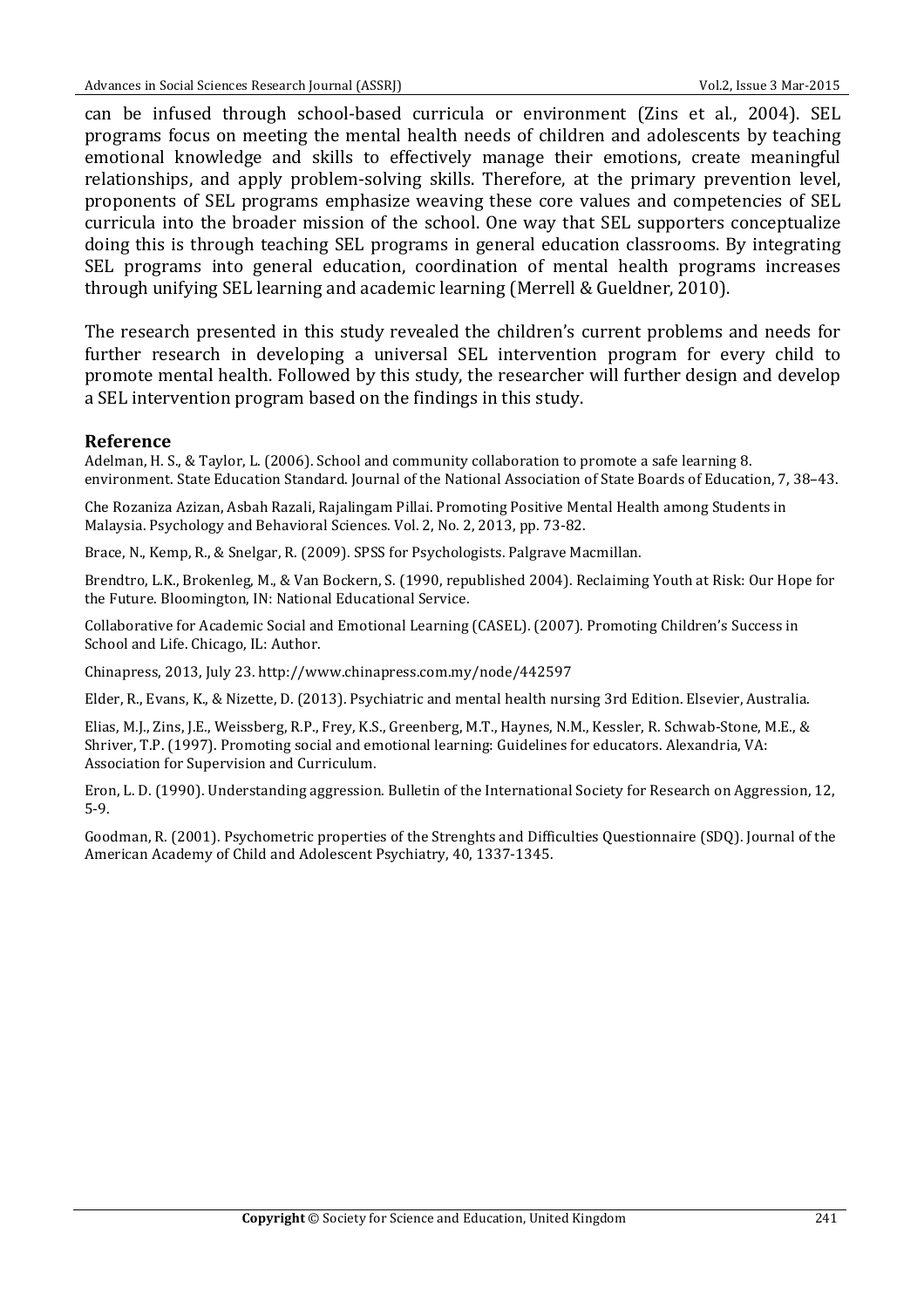can be infused through school-based curricula or environment (Zins et al., 2004). SEL programs focus on meeting the mental health needs of children and adolescents by teaching emotional knowledge and skills to effectively manage their emotions, create meaningful relationships, and apply problem-solving skills. Therefore, at the primary prevention level, proponents of SEL programs emphasize weaving these core values and competencies of SEL curricula into the broader mission of the school. One way that SEL supporters conceptualize doing this is through teaching SEL programs in general education classrooms. By integrating SEL programs into general education, coordination of mental health programs increases through unifying SEL learning and academic learning (Merrell & Gueldner, 2010).

The research presented in this study revealed the children's current problems and needs for further research in developing a universal SEL intervention program for every child to promote mental health. Followed by this study, the researcher will further design and develop a SEL intervention program based on the findings in this study.

## Reference

Adelman, H. S., & Taylor, L. (2006). School and community collaboration to promote a safe learning 8. environment. State Education Standard. Journal of the National Association of State Boards of Education, 7, 38–43.

Che Rozaniza Azizan, Asbah Razali, Rajalingam Pillai. Promoting Positive Mental Health among Students in Malaysia. Psychology and Behavioral Sciences. Vol. 2, No. 2, 2013, pp. 73-82.

Brace, N., Kemp, R., & Snelgar, R. (2009). SPSS for Psychologists. Palgrave Macmillan.

Brendtro, L.K., Brokenleg, M., & Van Bockern, S. (1990, republished 2004). Reclaiming Youth at Risk: Our Hope for the Future. Bloomington, IN: National Educational Service.

Collaborative for Academic Social and Emotional Learning (CASEL). (2007). Promoting Children's Success in School and Life. Chicago, IL: Author.

Chinapress, 2013, July 23. http://www.chinapress.com.my/node/442597

Elder, R., Evans, K., & Nizette, D. (2013). Psychiatric and mental health nursing 3rd Edition. Elsevier, Australia.

Elias, M.J., Zins, J.E., Weissberg, R.P., Frey, K.S., Greenberg, M.T., Haynes, N.M., Kessler, R. Schwab-Stone, M.E., & Shriver, T.P. (1997). Promoting social and emotional learning: Guidelines for educators. Alexandria, VA: Association for Supervision and Curriculum.

Eron, L. D. (1990). Understanding aggression. Bulletin of the International Society for Research on Aggression, 12, 5-9.

Goodman, R. (2001). Psychometric properties of the Strenghts and Difficulties Questionnaire (SDQ). Journal of the American Academy of Child and Adolescent Psychiatry, 40, 1337-1345.